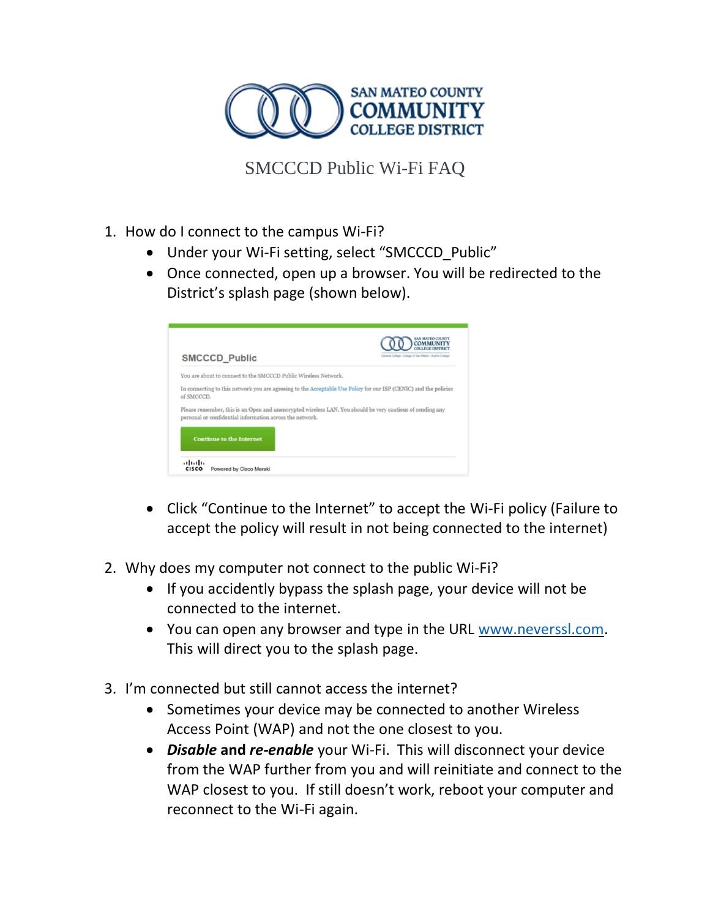# SMCCCD Public Wi-Fi FAQ

1. How do I connect to the campus Wi-Fi?
    - Under your Wi-Fi setting, select “SMCCCD_Public”
    - Once connected, open up a browser. You will be redirected to the District’s splash page (shown below).
    - Click “Continue to the Internet” to accept the Wi-Fi policy (Failure to accept the policy will result in not being connected to the internet)

2. Why does my computer not connect to the public Wi-Fi?
    - If you accidently bypass the splash page, your device will not be connected to the internet.
    - You can open any browser and type in the URL www.neverssl.com. This will direct you to the splash page.

3. I’m connected but still cannot access the internet?
    - Sometimes your device may be connected to another Wireless Access Point (WAP) and not the one closest to you.
    - ***Disable*** **and** ***re-enable*** your Wi-Fi. This will disconnect your device from the WAP further from you and will reinitiate and connect to the WAP closest to you. If still doesn’t work, reboot your computer and reconnect to the Wi-Fi again.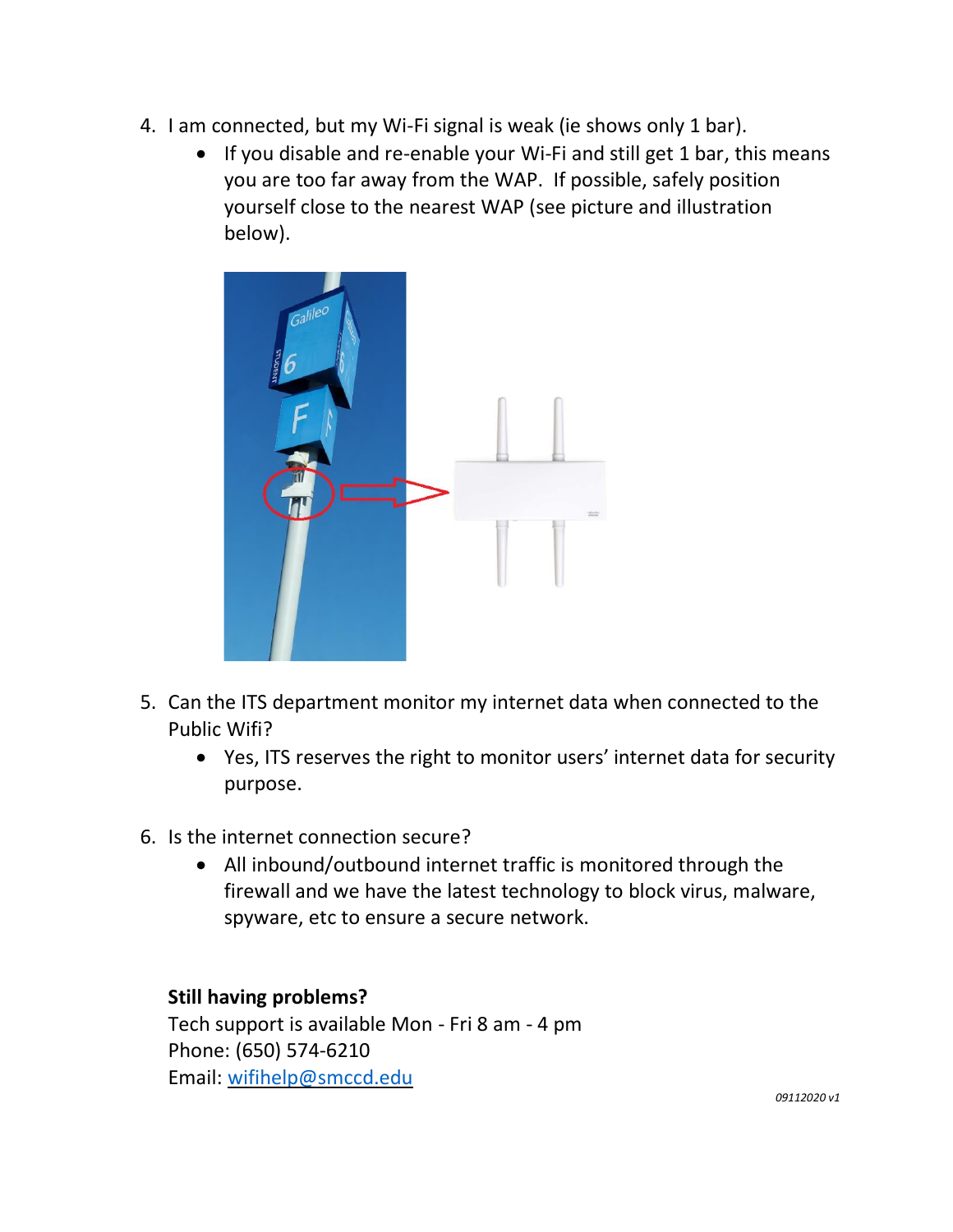4. I am connected, but my Wi-Fi signal is weak (ie shows only 1 bar).
   - If you disable and re-enable your Wi-Fi and still get 1 bar, this means you are too far away from the WAP. If possible, safely position yourself close to the nearest WAP (see picture and illustration below).

5. Can the ITS department monitor my internet data when connected to the Public Wifi?
   - Yes, ITS reserves the right to monitor users' internet data for security purpose.

6. Is the internet connection secure?
   - All inbound/outbound internet traffic is monitored through the firewall and we have the latest technology to block virus, malware, spyware, etc to ensure a secure network.

**Still having problems?**
Tech support is available Mon - Fri 8 am - 4 pm
Phone: (650) 574-6210
Email: wifihelp@smccd.edu

*09112020 v1*